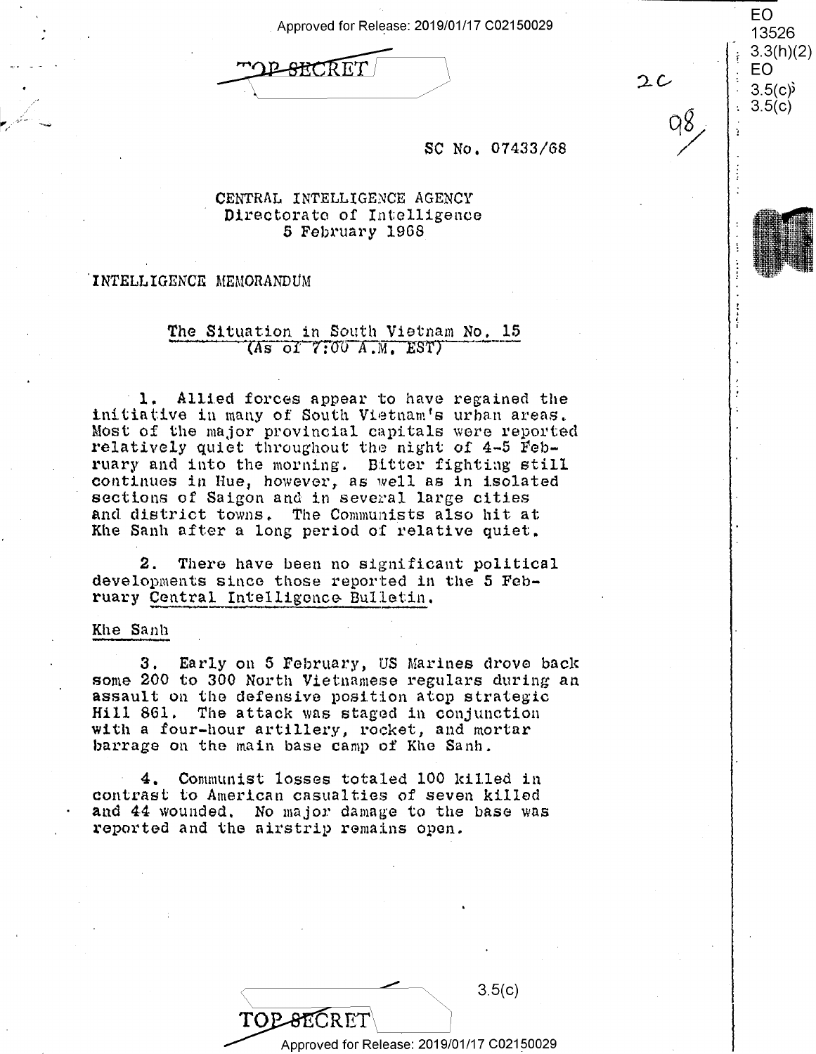TOP SECRET

SC No. 07433/68

CENTRAL INTELLIGENCE AGENCY
Directorate of Intelligence
5 February 1968

INTELLIGENCE MEMORANDUM

## The Situation in South Vietnam No. 15
(As of 7:00 A.M. EST)

1. Allied forces appear to have regained the initiative in many of South Vietnam's urban areas. Most of the major provincial capitals were reported relatively quiet throughout the night of 4-5 February and into the morning. Bitter fighting still continues in Hue, however, as well as in isolated sections of Saigon and in several large cities and district towns. The Communists also hit at Khe Sanh after a long period of relative quiet.

2. There have been no significant political developments since those reported in the 5 February Central Intelligence Bulletin.

### Khe Sanh

3. Early on 5 February, US Marines drove back some 200 to 300 North Vietnamese regulars during an assault on the defensive position atop strategic Hill 861. The attack was staged in conjunction with a four-hour artillery, rocket, and mortar barrage on the main base camp of Khe Sanh.

4. Communist losses totaled 100 killed in contrast to American casualties of seven killed and 44 wounded. No major damage to the base was reported and the airstrip remains open.

TOP SECRET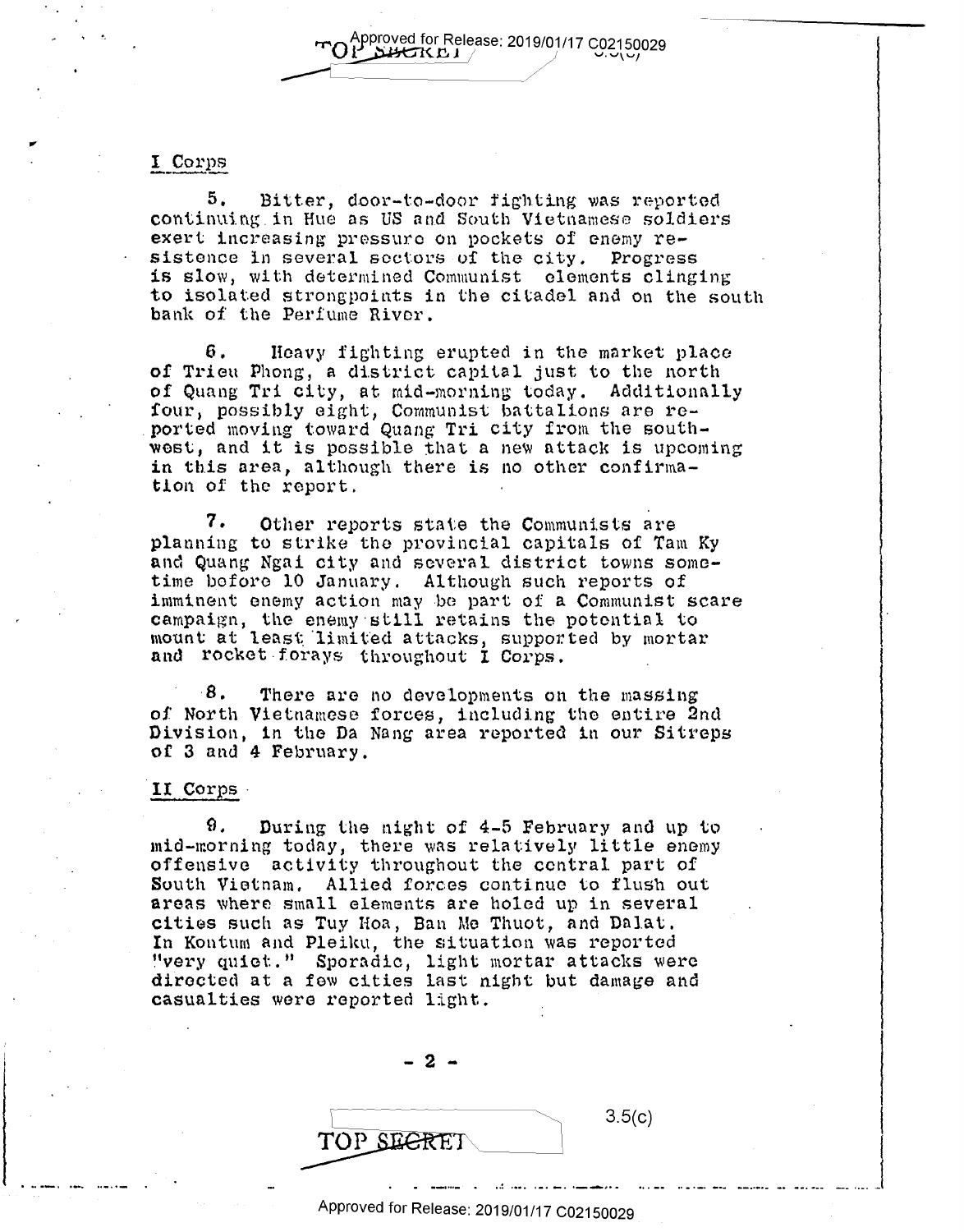## I Corps

5. Bitter, door-to-door fighting was reported continuing in Hue as US and South Vietnamese soldiers exert increasing pressure on pockets of enemy resistence in several sectors of the city. Progress is slow, with determined Communist elements clinging to isolated strongpoints in the citadel and on the south bank of the Perfume River.

6. Heavy fighting erupted in the market place of Trieu Phong, a district capital just to the north of Quang Tri city, at mid-morning today. Additionally four, possibly eight, Communist battalions are reported moving toward Quang Tri city from the southwest, and it is possible that a new attack is upcoming in this area, although there is no other confirmation of the report.

7. Other reports state the Communists are planning to strike the provincial capitals of Tam Ky and Quang Ngai city and several district towns sometime before 10 January. Although such reports of imminent enemy action may be part of a Communist scare campaign, the enemy still retains the potential to mount at least limited attacks, supported by mortar and rocket forays throughout I Corps.

8. There are no developments on the massing of North Vietnamese forces, including the entire 2nd Division, in the Da Nang area reported in our Sitreps of 3 and 4 February.

## II Corps

9. During the night of 4-5 February and up to mid-morning today, there was relatively little enemy offensive activity throughout the central part of South Vietnam. Allied forces continue to flush out areas where small elements are holed up in several cities such as Tuy Hoa, Ban Me Thuot, and Dalat. In Kontum and Pleiku, the situation was reported "very quiet." Sporadic, light mortar attacks were directed at a few cities last night but damage and casualties were reported light.

3.5(c)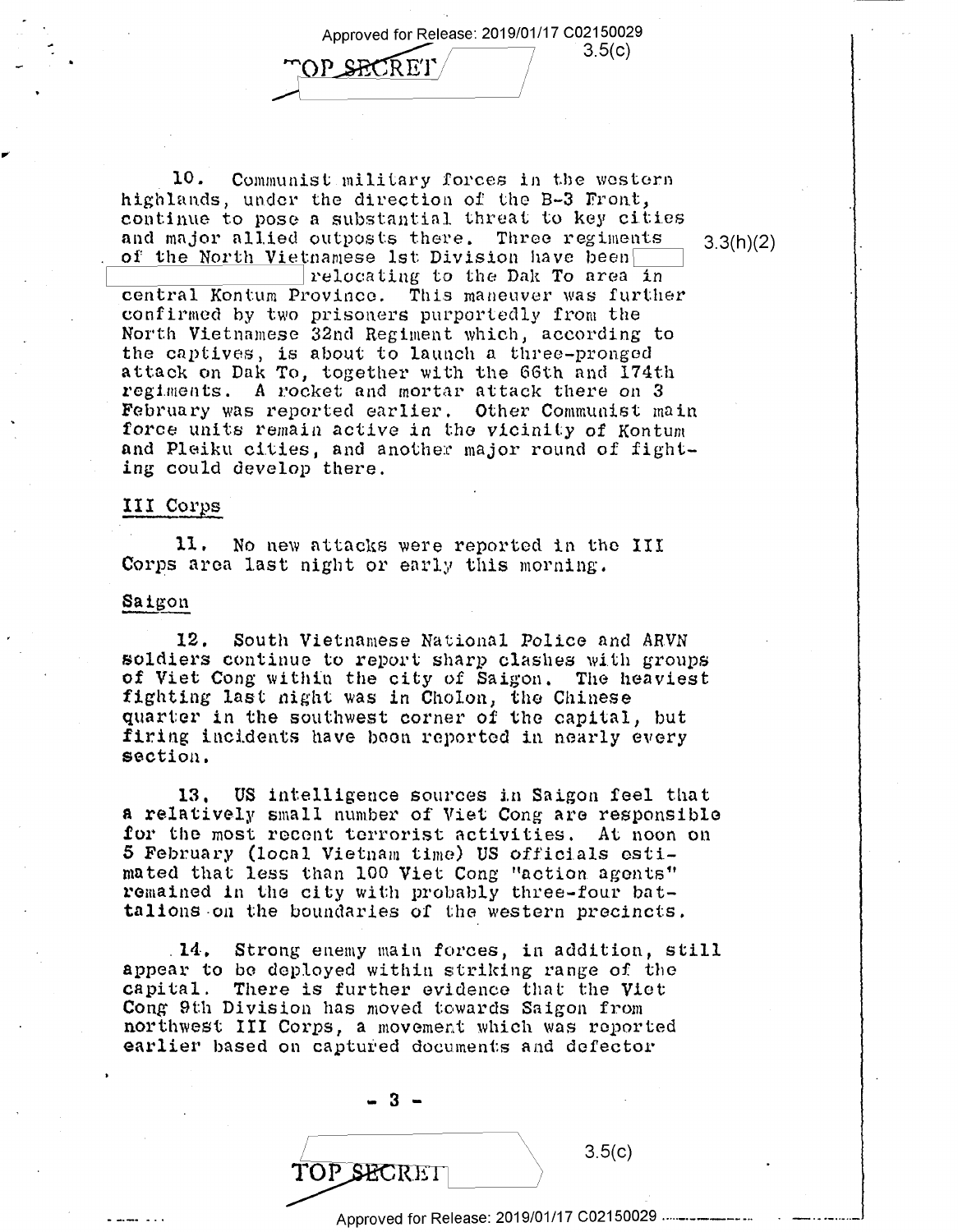10. Communist military forces in the western highlands, under the direction of the B-3 Front, continue to pose a substantial threat to key cities and major allied outposts there. Three regiments of the North Vietnamese 1st Division have been [ ] relocating to the Dak To area in central Kontum Province. This maneuver was further confirmed by two prisoners purportedly from the North Vietnamese 32nd Regiment which, according to the captives, is about to launch a three-pronged attack on Dak To, together with the 66th and 174th regiments. A rocket and mortar attack there on 3 February was reported earlier. Other Communist main force units remain active in the vicinity of Kontum and Pleiku cities, and another major round of fighting could develop there.

3.3(h)(2)

## III Corps

11. No new attacks were reported in the III Corps area last night or early this morning.

## Saigon

12. South Vietnamese National Police and ARVN soldiers continue to report sharp clashes with groups of Viet Cong within the city of Saigon. The heaviest fighting last night was in Cholon, the Chinese quarter in the southwest corner of the capital, but firing incidents have been reported in nearly every section.

13. US intelligence sources in Saigon feel that a relatively small number of Viet Cong are responsible for the most recent terrorist activities. At noon on 5 February (local Vietnam time) US officials estimated that less than 100 Viet Cong "action agents" remained in the city with probably three-four battalions on the boundaries of the western precincts.

14. Strong enemy main forces, in addition, still appear to be deployed within striking range of the capital. There is further evidence that the Viet Cong 9th Division has moved towards Saigon from northwest III Corps, a movement which was reported earlier based on captured documents and defector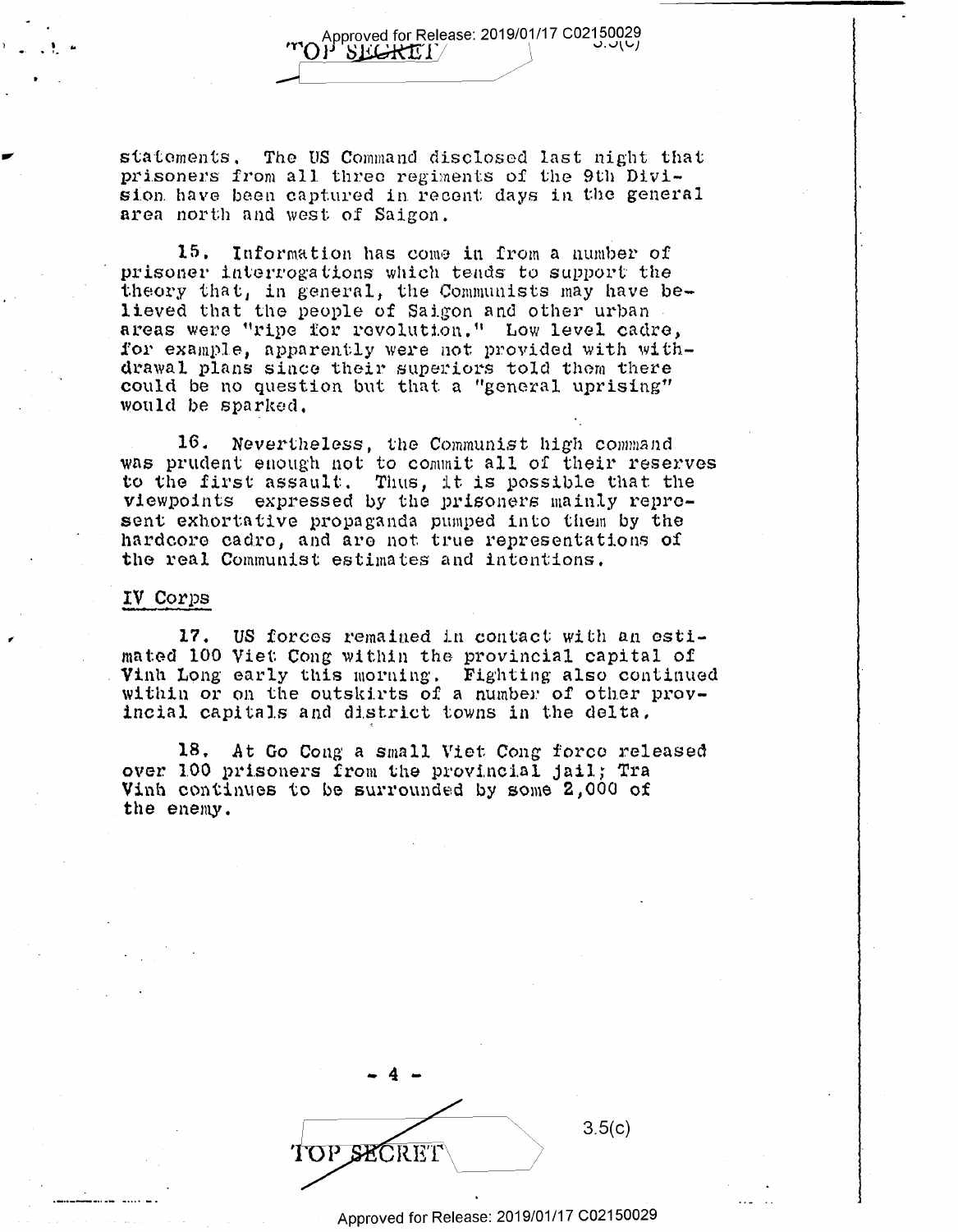statements. The US Command disclosed last night that prisoners from all three regiments of the 9th Division have been captured in recent days in the general area north and west of Saigon.

15. Information has come in from a number of prisoner interrogations which tends to support the theory that, in general, the Communists may have believed that the people of Saigon and other urban areas were "ripe for revolution." Low level cadre, for example, apparently were not provided with withdrawal plans since their superiors told them there could be no question but that a "general uprising" would be sparked.

16. Nevertheless, the Communist high command was prudent enough not to commit all of their reserves to the first assault. Thus, it is possible that the viewpoints expressed by the prisoners mainly represent exhortative propaganda pumped into them by the hardcore cadre, and are not true representations of the real Communist estimates and intentions.

IV Corps

17. US forces remained in contact with an estimated 100 Viet Cong within the provincial capital of Vinh Long early this morning. Fighting also continued within or on the outskirts of a number of other provincial capitals and district towns in the delta.

18. At Go Cong a small Viet Cong force released over 100 prisoners from the provincial jail; Tra Vinh continues to be surrounded by some 2,000 of the enemy.

3.5(c)